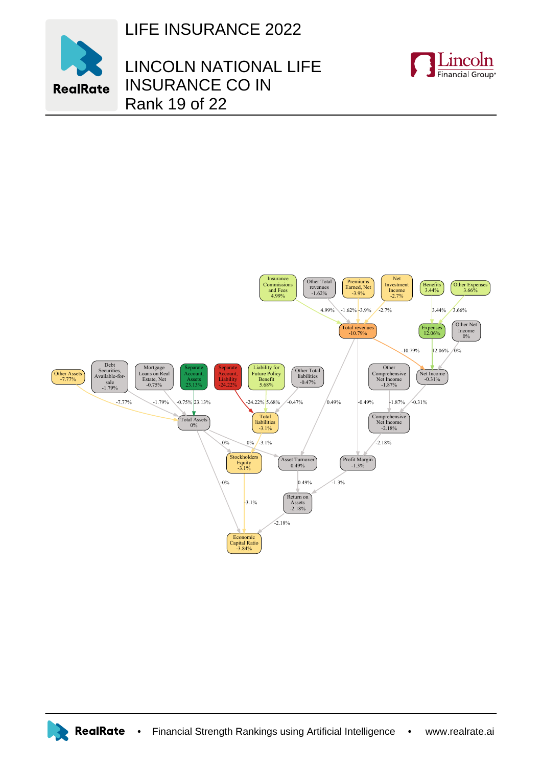# LIFE INSURANCE 2022

# LINCOLN NATIONAL LIFE INSURANCE CO IN
Rank 19 of 22

Insurance Commissions and Fees 4.99%

Other Total revenues -1.62%

Premiums Earned, Net -3.9%

Net Investment Income -2.7%

Benefits 3.44%

Other Expenses 3.66%

Total revenues -10.79%

Expenses 12.06%

Other Net Income 0%

Other Assets -7.77%

Debt Securities, Available-for-sale -1.79%

Mortgage Loans on Real Estate, Net -0.75%

Separate Account, Assets 23.13%

Separate Account, Liability -24.22%

Liability for Future Policy Benefit 5.68%

Other Total liabilities -0.47%

Other Comprehensive Net Income -1.87%

Net Income -0.31%

Total Assets 0%

Total liabilities -3.1%

Comprehensive Net Income -2.18%

Stockholders Equity -3.1%

Asset Turnover 0.49%

Profit Margin -1.3%

Return on Assets -2.18%

Economic Capital Ratio -3.84%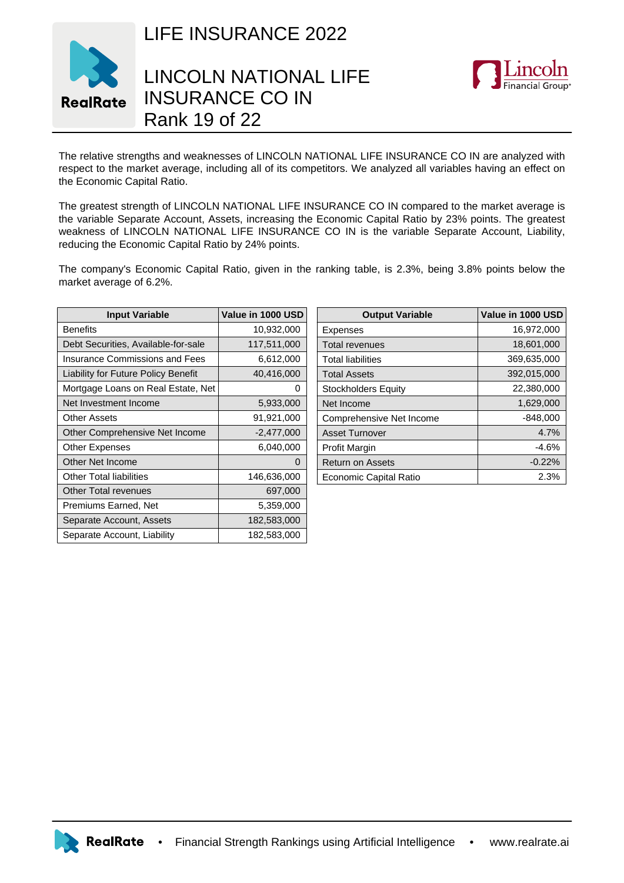# LIFE INSURANCE 2022

# LINCOLN NATIONAL LIFE INSURANCE CO IN
Rank 19 of 22

The relative strengths and weaknesses of LINCOLN NATIONAL LIFE INSURANCE CO IN are analyzed with respect to the market average, including all of its competitors. We analyzed all variables having an effect on the Economic Capital Ratio.

The greatest strength of LINCOLN NATIONAL LIFE INSURANCE CO IN compared to the market average is the variable Separate Account, Assets, increasing the Economic Capital Ratio by 23% points. The greatest weakness of LINCOLN NATIONAL LIFE INSURANCE CO IN is the variable Separate Account, Liability, reducing the Economic Capital Ratio by 24% points.

The company's Economic Capital Ratio, given in the ranking table, is 2.3%, being 3.8% points below the market average of 6.2%.

| Input Variable | Value in 1000 USD |
|---|---|
| Benefits | 10,932,000 |
| Debt Securities, Available-for-sale | 117,511,000 |
| Insurance Commissions and Fees | 6,612,000 |
| Liability for Future Policy Benefit | 40,416,000 |
| Mortgage Loans on Real Estate, Net | 0 |
| Net Investment Income | 5,933,000 |
| Other Assets | 91,921,000 |
| Other Comprehensive Net Income | -2,477,000 |
| Other Expenses | 6,040,000 |
| Other Net Income | 0 |
| Other Total liabilities | 146,636,000 |
| Other Total revenues | 697,000 |
| Premiums Earned, Net | 5,359,000 |
| Separate Account, Assets | 182,583,000 |
| Separate Account, Liability | 182,583,000 |

| Output Variable | Value in 1000 USD |
|---|---|
| Expenses | 16,972,000 |
| Total revenues | 18,601,000 |
| Total liabilities | 369,635,000 |
| Total Assets | 392,015,000 |
| Stockholders Equity | 22,380,000 |
| Net Income | 1,629,000 |
| Comprehensive Net Income | -848,000 |
| Asset Turnover | 4.7% |
| Profit Margin | -4.6% |
| Return on Assets | -0.22% |
| Economic Capital Ratio | 2.3% |